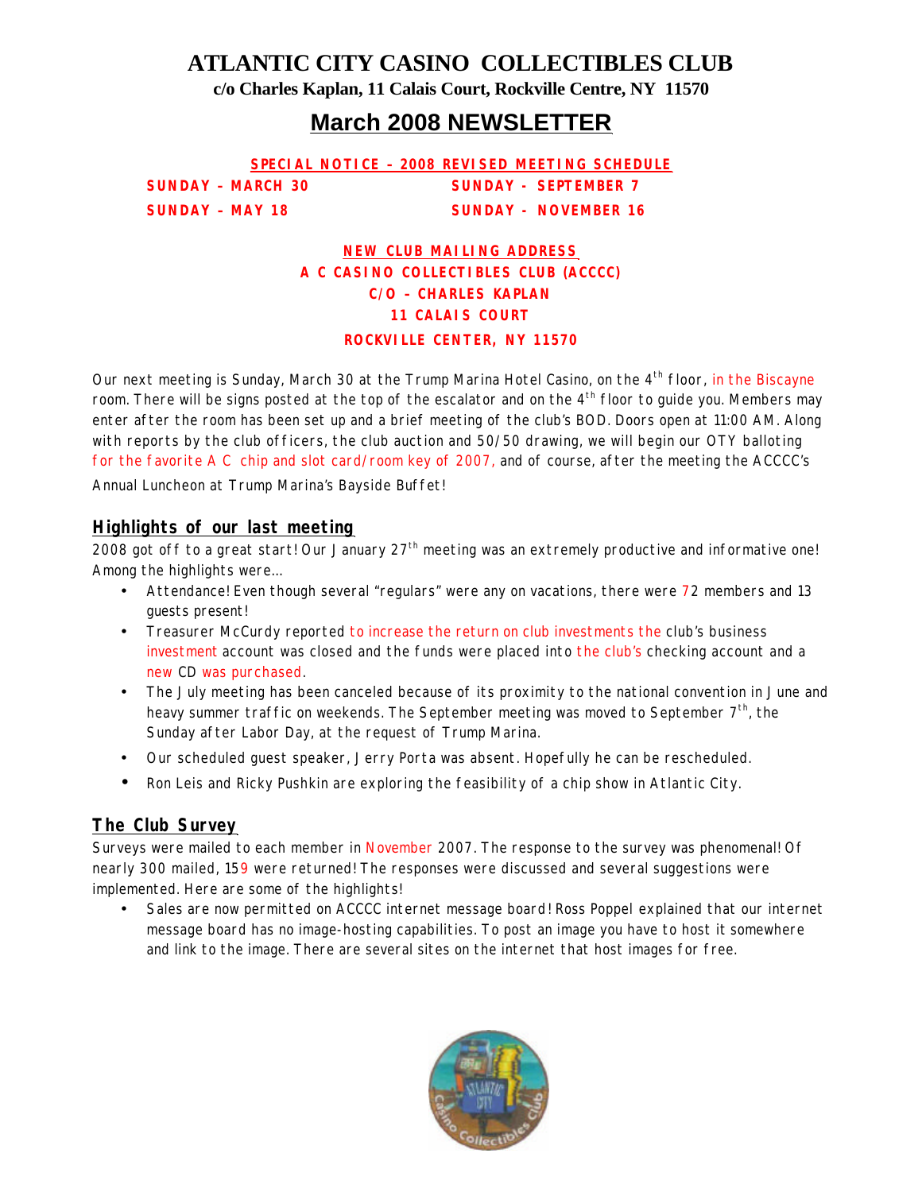# ATLANTIC CITY CASINO COLLECTIBLES CLUB

**c/o Charles Kaplan, 11 Calais Court, Rockville Centre, NY 11570**

## March 2008 NEWSLETTER

**SPECIAL NOTICE – 2008 REVISED MEETING SCHEDULE**

**SUNDAY – MARCH 30**
**SUNDAY – MAY 18**
**SUNDAY - SEPTEMBER 7**
**SUNDAY - NOVEMBER 16**

**NEW CLUB MAILING ADDRESS**
**A C CASINO COLLECTIBLES CLUB (ACCCC)**
**C/O – CHARLES KAPLAN**
**11 CALAIS COURT**
**ROCKVILLE CENTER, NY 11570**

Our next meeting is Sunday, March 30 at the Trump Marina Hotel Casino, on the 4th floor, in the Biscayne room. There will be signs posted at the top of the escalator and on the 4th floor to guide you. Members may enter after the room has been set up and a brief meeting of the club's BOD. Doors open at 11:00 AM. Along with reports by the club officers, the club auction and 50/50 drawing, we will begin our OTY balloting for the favorite A C chip and slot card/room key of 2007, and of course, after the meeting the ACCCC's Annual Luncheon at Trump Marina's Bayside Buffet!

## Highlights of our last meeting

2008 got off to a great start! Our January 27th meeting was an extremely productive and informative one! Among the highlights were...

- Attendance! Even though several "regulars" were any on vacations, there were 72 members and 13 guests present!
- Treasurer McCurdy reported to increase the return on club investments the club's business investment account was closed and the funds were placed into the club's checking account and a new CD was purchased.
- The July meeting has been canceled because of its proximity to the national convention in June and heavy summer traffic on weekends. The September meeting was moved to September 7th, the Sunday after Labor Day, at the request of Trump Marina.
- Our scheduled guest speaker, Jerry Porta was absent. Hopefully he can be rescheduled.
- Ron Leis and Ricky Pushkin are exploring the feasibility of a chip show in Atlantic City.

## The Club Survey

Surveys were mailed to each member in November 2007. The response to the survey was phenomenal! Of nearly 300 mailed, 159 were returned! The responses were discussed and several suggestions were implemented. Here are some of the highlights!

- Sales are now permitted on ACCCC internet message board! Ross Poppel explained that our internet message board has no image-hosting capabilities. To post an image you have to host it somewhere and link to the image. There are several sites on the internet that host images for free.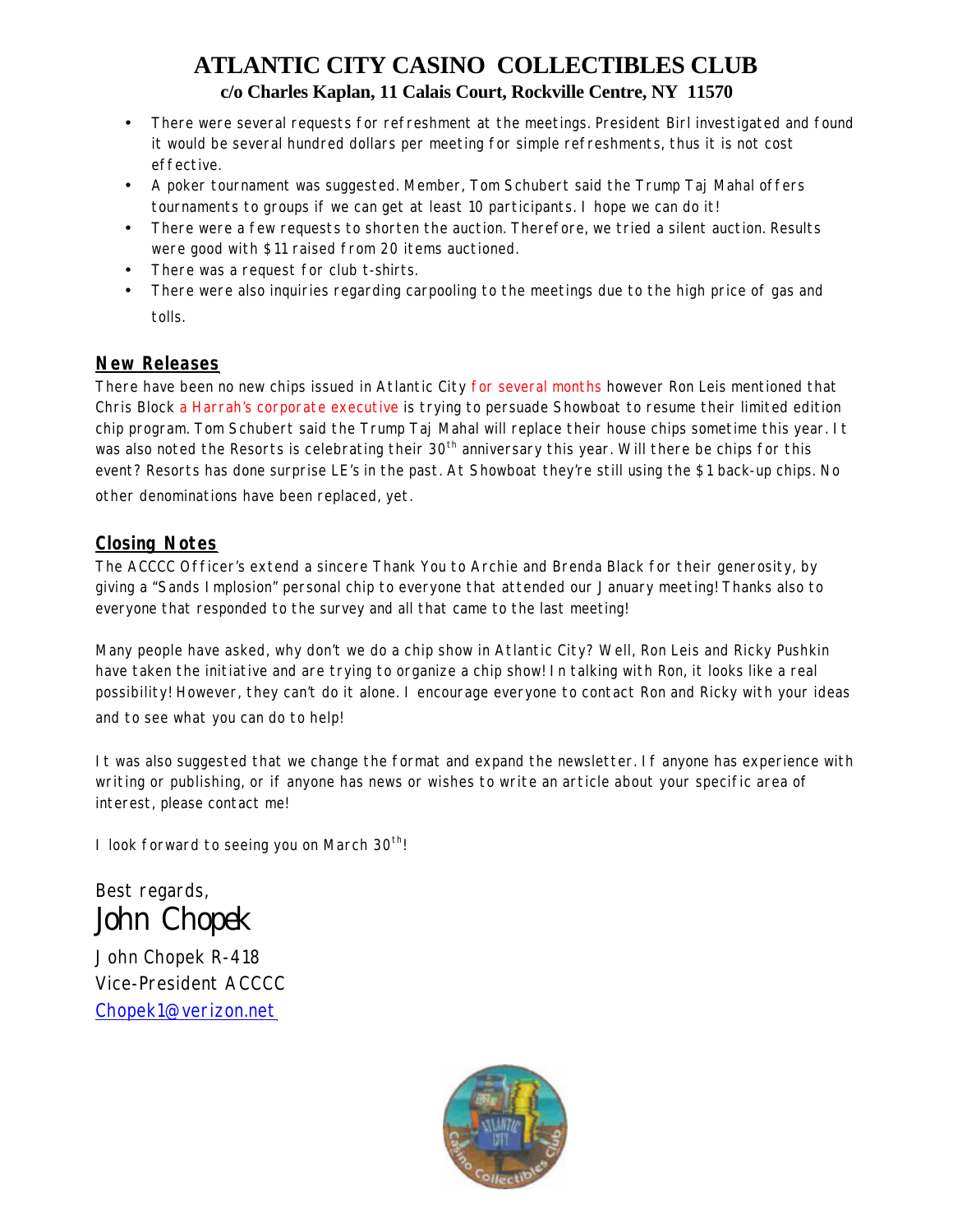# ATLANTIC CITY CASINO COLLECTIBLES CLUB

**c/o Charles Kaplan, 11 Calais Court, Rockville Centre, NY 11570**

- There were several requests for refreshment at the meetings. President Birl investigated and found it would be several hundred dollars per meeting for simple refreshments, thus it is not cost effective.
- A poker tournament was suggested. Member, Tom Schubert said the Trump Taj Mahal offers tournaments to groups if we can get at least 10 participants. I hope we can do it!
- There were a few requests to shorten the auction. Therefore, we tried a silent auction. Results were good with $11 raised from 20 items auctioned.
- There was a request for club t-shirts.
- There were also inquiries regarding carpooling to the meetings due to the high price of gas and tolls.

## New Releases

There have been no new chips issued in Atlantic City for several months however Ron Leis mentioned that Chris Block a Harrah's corporate executive is trying to persuade Showboat to resume their limited edition chip program. Tom Schubert said the Trump Taj Mahal will replace their house chips sometime this year. It was also noted the Resorts is celebrating their 30th anniversary this year. Will there be chips for this event? Resorts has done surprise LE's in the past. At Showboat they're still using the $1 back-up chips. No other denominations have been replaced, yet.

## Closing Notes

The ACCCC Officer's extend a sincere Thank You to Archie and Brenda Black for their generosity, by giving a "Sands Implosion" personal chip to everyone that attended our January meeting! Thanks also to everyone that responded to the survey and all that came to the last meeting!

Many people have asked, why don't we do a chip show in Atlantic City? Well, Ron Leis and Ricky Pushkin have taken the initiative and are trying to organize a chip show! In talking with Ron, it looks like a real possibility! However, they can't do it alone. I encourage everyone to contact Ron and Ricky with your ideas and to see what you can do to help!

It was also suggested that we change the format and expand the newsletter. If anyone has experience with writing or publishing, or if anyone has news or wishes to write an article about your specific area of interest, please contact me!

I look forward to seeing you on March 30th!

Best regards,
John Chopek

John Chopek R-418
Vice-President ACCCC
Chopek1@verizon.net